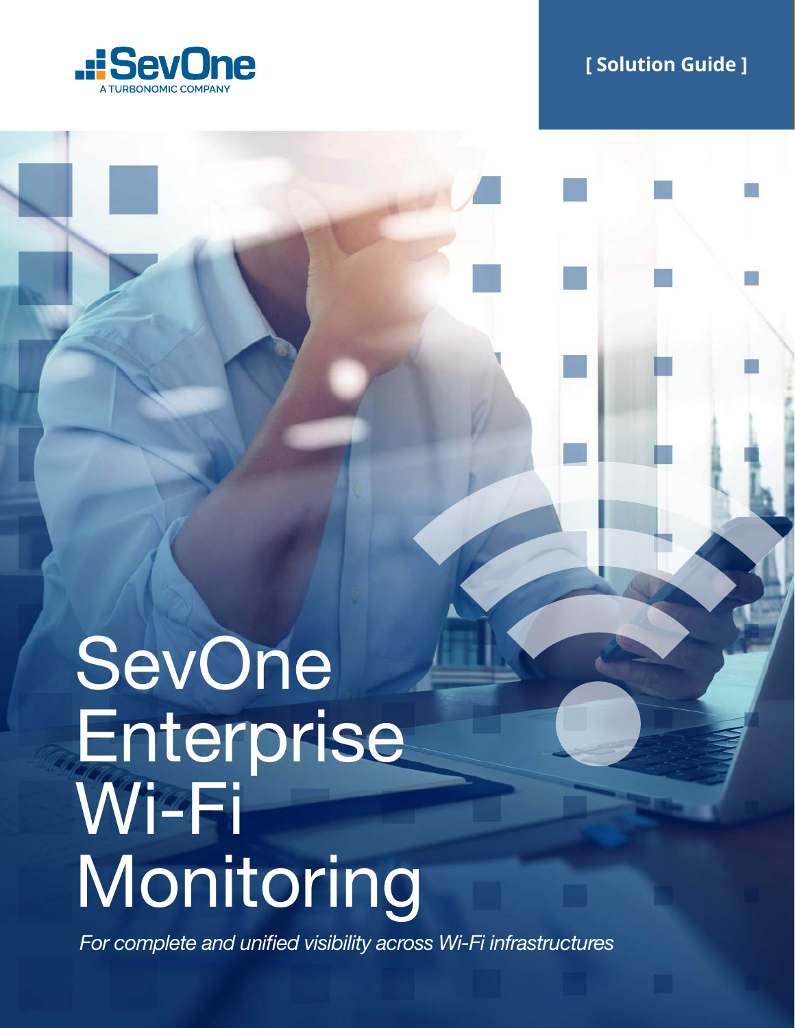SevOne

A TURBONOMIC COMPANY

[ Solution Guide ]

# SevOne Enterprise Wi-Fi Monitoring

*For complete and unified visibility across Wi-Fi infrastructures*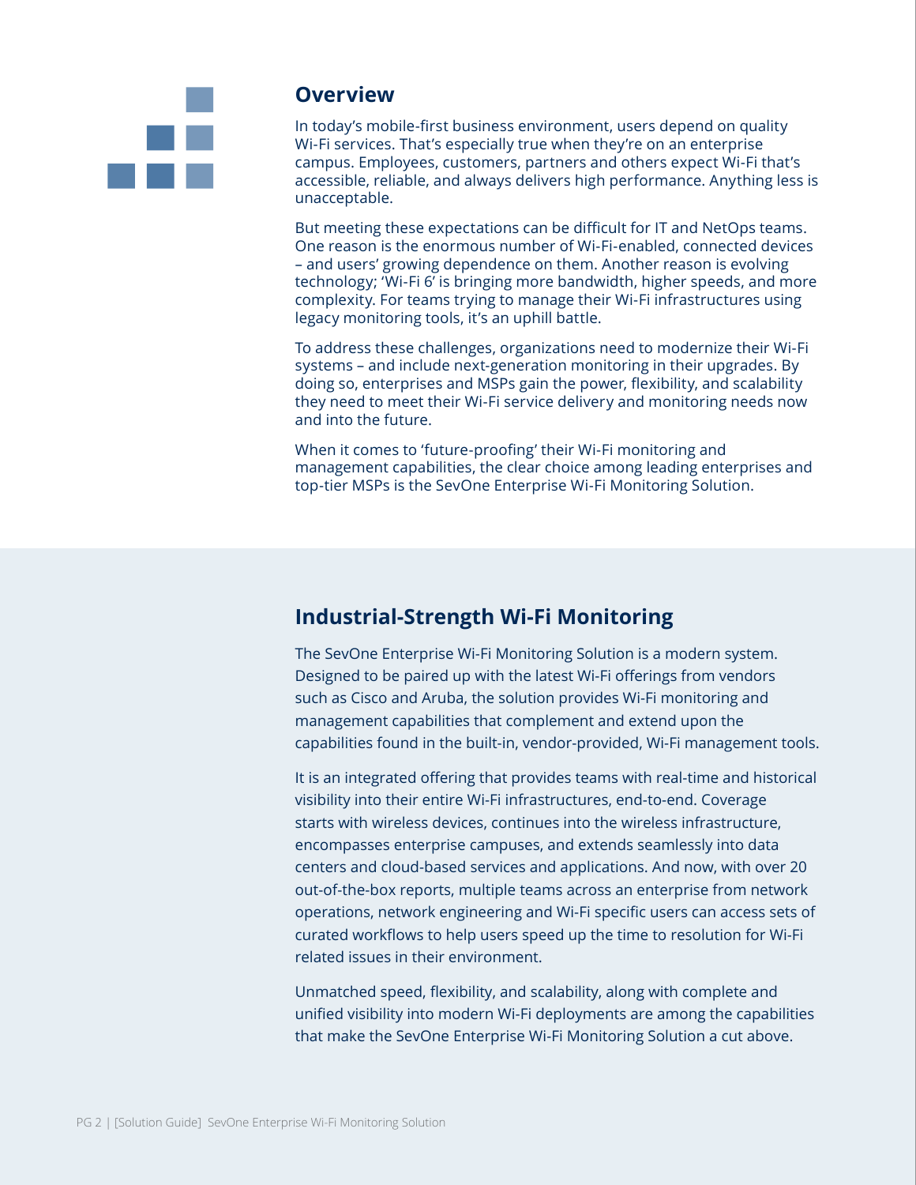## Overview

In today's mobile-first business environment, users depend on quality Wi-Fi services. That's especially true when they're on an enterprise campus. Employees, customers, partners and others expect Wi-Fi that's accessible, reliable, and always delivers high performance. Anything less is unacceptable.

But meeting these expectations can be difficult for IT and NetOps teams. One reason is the enormous number of Wi-Fi-enabled, connected devices – and users' growing dependence on them. Another reason is evolving technology; 'Wi-Fi 6' is bringing more bandwidth, higher speeds, and more complexity. For teams trying to manage their Wi-Fi infrastructures using legacy monitoring tools, it's an uphill battle.

To address these challenges, organizations need to modernize their Wi-Fi systems – and include next-generation monitoring in their upgrades. By doing so, enterprises and MSPs gain the power, flexibility, and scalability they need to meet their Wi-Fi service delivery and monitoring needs now and into the future.

When it comes to 'future-proofing' their Wi-Fi monitoring and management capabilities, the clear choice among leading enterprises and top-tier MSPs is the SevOne Enterprise Wi-Fi Monitoring Solution.

## Industrial-Strength Wi-Fi Monitoring

The SevOne Enterprise Wi-Fi Monitoring Solution is a modern system. Designed to be paired up with the latest Wi-Fi offerings from vendors such as Cisco and Aruba, the solution provides Wi-Fi monitoring and management capabilities that complement and extend upon the capabilities found in the built-in, vendor-provided, Wi-Fi management tools.

It is an integrated offering that provides teams with real-time and historical visibility into their entire Wi-Fi infrastructures, end-to-end. Coverage starts with wireless devices, continues into the wireless infrastructure, encompasses enterprise campuses, and extends seamlessly into data centers and cloud-based services and applications. And now, with over 20 out-of-the-box reports, multiple teams across an enterprise from network operations, network engineering and Wi-Fi specific users can access sets of curated workflows to help users speed up the time to resolution for Wi-Fi related issues in their environment.

Unmatched speed, flexibility, and scalability, along with complete and unified visibility into modern Wi-Fi deployments are among the capabilities that make the SevOne Enterprise Wi-Fi Monitoring Solution a cut above.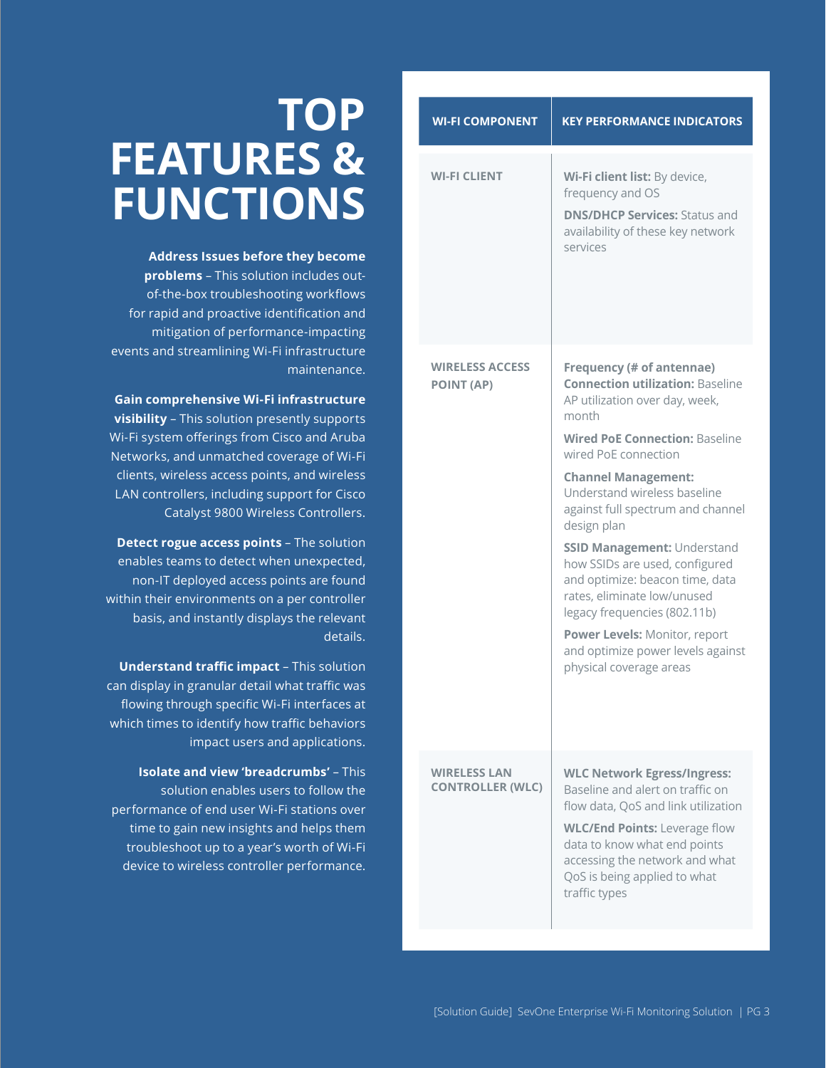# TOP FEATURES & FUNCTIONS

**Address Issues before they become problems** – This solution includes out-of-the-box troubleshooting workflows for rapid and proactive identification and mitigation of performance-impacting events and streamlining Wi-Fi infrastructure maintenance.

**Gain comprehensive Wi-Fi infrastructure visibility** – This solution presently supports Wi-Fi system offerings from Cisco and Aruba Networks, and unmatched coverage of Wi-Fi clients, wireless access points, and wireless LAN controllers, including support for Cisco Catalyst 9800 Wireless Controllers.

**Detect rogue access points** – The solution enables teams to detect when unexpected, non-IT deployed access points are found within their environments on a per controller basis, and instantly displays the relevant details.

**Understand traffic impact** – This solution can display in granular detail what traffic was flowing through specific Wi-Fi interfaces at which times to identify how traffic behaviors impact users and applications.

**Isolate and view 'breadcrumbs'** – This solution enables users to follow the performance of end user Wi-Fi stations over time to gain new insights and helps them troubleshoot up to a year's worth of Wi-Fi device to wireless controller performance.

| WI-FI COMPONENT | KEY PERFORMANCE INDICATORS |
| --- | --- |
| WI-FI CLIENT | **Wi-Fi client list:** By device, frequency and OS<br>**DNS/DHCP Services:** Status and availability of these key network services |
| WIRELESS ACCESS POINT (AP) | **Frequency (# of antennae)**<br>**Connection utilization:** Baseline AP utilization over day, week, month<br>**Wired PoE Connection:** Baseline wired PoE connection<br>**Channel Management:** Understand wireless baseline against full spectrum and channel design plan<br>**SSID Management:** Understand how SSIDs are used, configured and optimize: beacon time, data rates, eliminate low/unused legacy frequencies (802.11b)<br>**Power Levels:** Monitor, report and optimize power levels against physical coverage areas |
| WIRELESS LAN CONTROLLER (WLC) | **WLC Network Egress/Ingress:** Baseline and alert on traffic on flow data, QoS and link utilization<br>**WLC/End Points:** Leverage flow data to know what end points accessing the network and what QoS is being applied to what traffic types |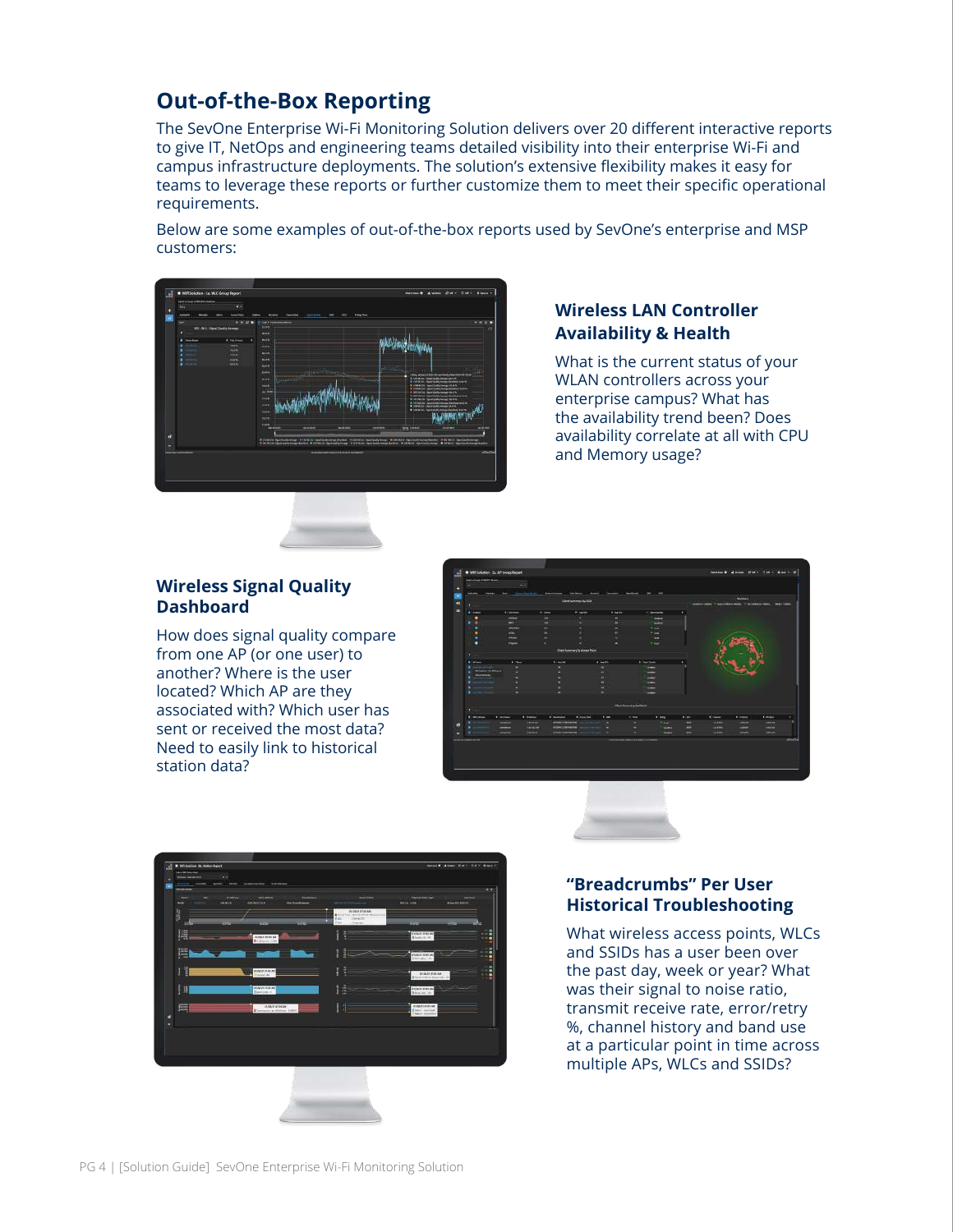## Out-of-the-Box Reporting

The SevOne Enterprise Wi-Fi Monitoring Solution delivers over 20 different interactive reports to give IT, NetOps and engineering teams detailed visibility into their enterprise Wi-Fi and campus infrastructure deployments. The solution's extensive flexibility makes it easy for teams to leverage these reports or further customize them to meet their specific operational requirements.

Below are some examples of out-of-the-box reports used by SevOne's enterprise and MSP customers:

### Wireless LAN Controller Availability & Health

What is the current status of your WLAN controllers across your enterprise campus? What has the availability trend been? Does availability correlate at all with CPU and Memory usage?

### Wireless Signal Quality Dashboard

How does signal quality compare from one AP (or one user) to another? Where is the user located? Which AP are they associated with? Which user has sent or received the most data? Need to easily link to historical station data?

### "Breadcrumbs" Per User Historical Troubleshooting

What wireless access points, WLCs and SSIDs has a user been over the past day, week or year? What was their signal to noise ratio, transmit receive rate, error/retry %, channel history and band use at a particular point in time across multiple APs, WLCs and SSIDs?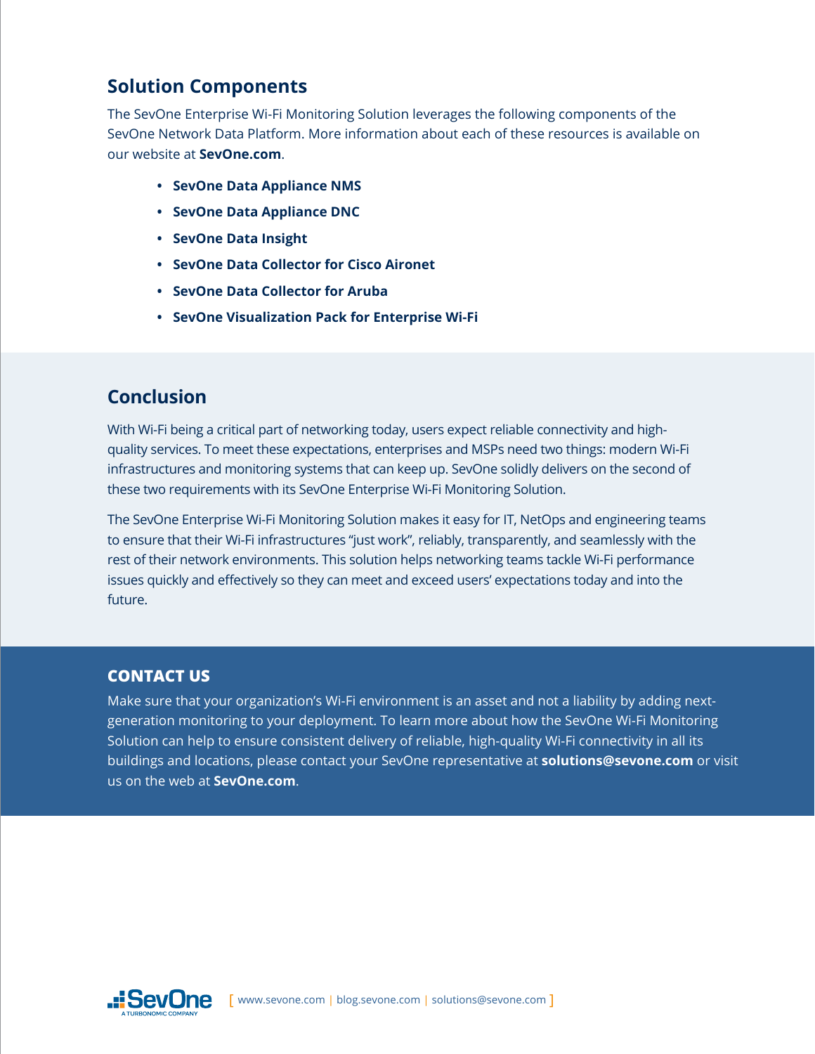## Solution Components

The SevOne Enterprise Wi-Fi Monitoring Solution leverages the following components of the SevOne Network Data Platform. More information about each of these resources is available on our website at **SevOne.com**.

- **SevOne Data Appliance NMS**
- **SevOne Data Appliance DNC**
- **SevOne Data Insight**
- **SevOne Data Collector for Cisco Aironet**
- **SevOne Data Collector for Aruba**
- **SevOne Visualization Pack for Enterprise Wi-Fi**

## Conclusion

With Wi-Fi being a critical part of networking today, users expect reliable connectivity and high-quality services. To meet these expectations, enterprises and MSPs need two things: modern Wi-Fi infrastructures and monitoring systems that can keep up. SevOne solidly delivers on the second of these two requirements with its SevOne Enterprise Wi-Fi Monitoring Solution.

The SevOne Enterprise Wi-Fi Monitoring Solution makes it easy for IT, NetOps and engineering teams to ensure that their Wi-Fi infrastructures "just work", reliably, transparently, and seamlessly with the rest of their network environments. This solution helps networking teams tackle Wi-Fi performance issues quickly and effectively so they can meet and exceed users' expectations today and into the future.

### CONTACT US

Make sure that your organization's Wi-Fi environment is an asset and not a liability by adding next-generation monitoring to your deployment. To learn more about how the SevOne Wi-Fi Monitoring Solution can help to ensure consistent delivery of reliable, high-quality Wi-Fi connectivity in all its buildings and locations, please contact your SevOne representative at **solutions@sevone.com** or visit us on the web at **SevOne.com**.